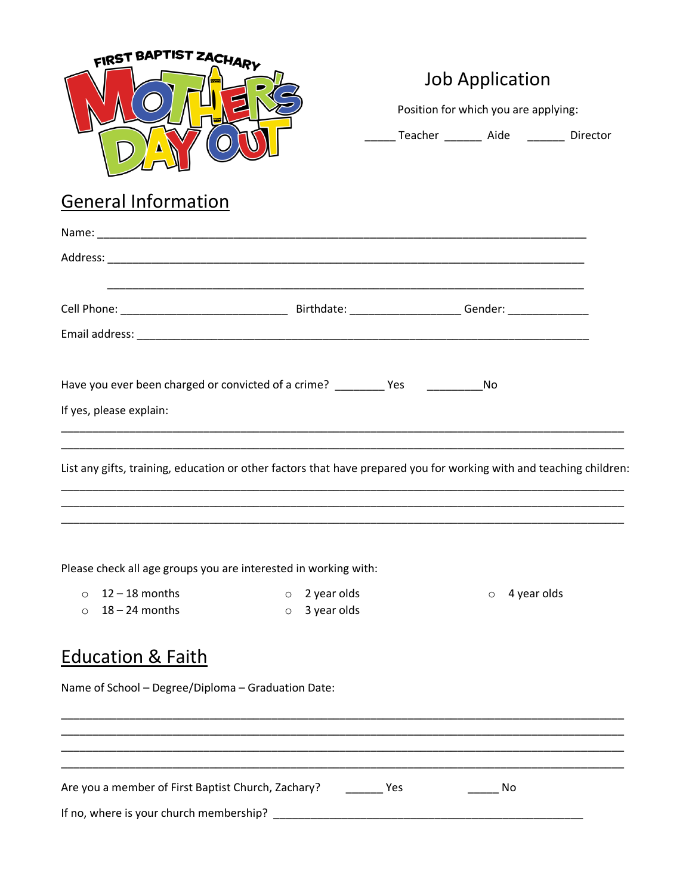FIRST BAPTIST ZACHARY MOTHER'S DAY OUT

# Job Application

Position for which you are applying:

_____ Teacher ______ Aide ______ Director

## General Information

Name: ___________________________________________________________________________

Address: _________________________________________________________________________

_________________________________________________________________________

Cell Phone: __________________________ Birthdate: _________________ Gender: _____________

Email address: ______________________________________________________________________

Have you ever been charged or convicted of a crime? ________ Yes _________No

If yes, please explain:

_____________________________________________________________________________________

_____________________________________________________________________________________

List any gifts, training, education or other factors that have prepared you for working with and teaching children:

_____________________________________________________________________________________

_____________________________________________________________________________________

_____________________________________________________________________________________

Please check all age groups you are interested in working with:

- 12 – 18 months
- 18 – 24 months
- 2 year olds
- 3 year olds
- 4 year olds

## Education & Faith

Name of School – Degree/Diploma – Graduation Date:

_____________________________________________________________________________________

_____________________________________________________________________________________

_____________________________________________________________________________________

_____________________________________________________________________________________

Are you a member of First Baptist Church, Zachary? ______ Yes _____ No

If no, where is your church membership? ________________________________________________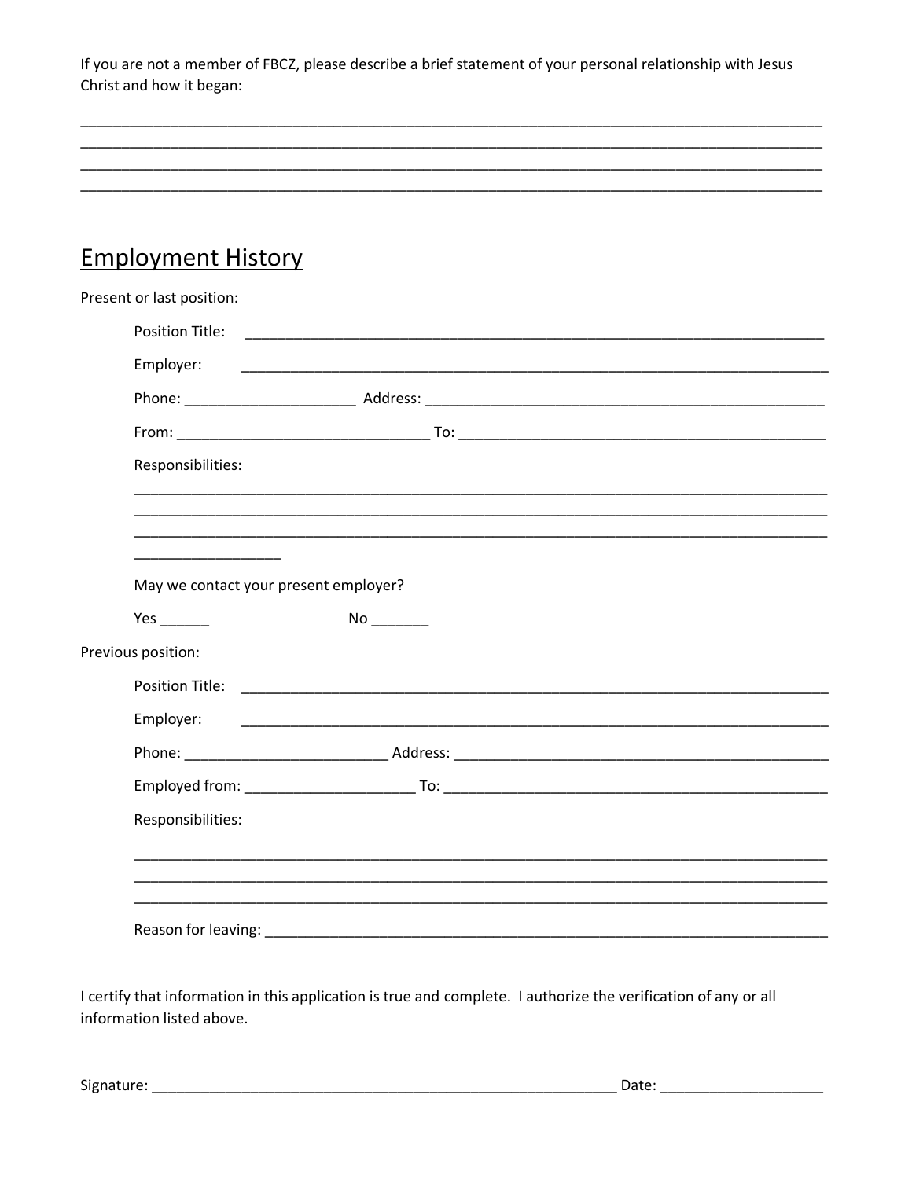If you are not a member of FBCZ, please describe a brief statement of your personal relationship with Jesus Christ and how it began:

______________________________________________________________________________________
______________________________________________________________________________________
______________________________________________________________________________________
______________________________________________________________________________________

## Employment History

Present or last position:

Position Title: ____________________________________________________________________

Employer: ____________________________________________________________________

Phone: ____________________ Address: ______________________________________________

From: ______________________________ To: _____________________________________________

Responsibilities:

______________________________________________________________________________________
______________________________________________________________________________________
______________________________________________________________________________________
_________________

May we contact your present employer?

Yes ______ No _______

Previous position:

Position Title: ____________________________________________________________________

Employer: ____________________________________________________________________

Phone: ________________________ Address: ____________________________________________

Employed from: ____________________ To: ______________________________________________

Responsibilities:

______________________________________________________________________________________
______________________________________________________________________________________
______________________________________________________________________________________

Reason for leaving: __________________________________________________________________

I certify that information in this application is true and complete. I authorize the verification of any or all information listed above.

Signature: _______________________________________________________ Date: ___________________